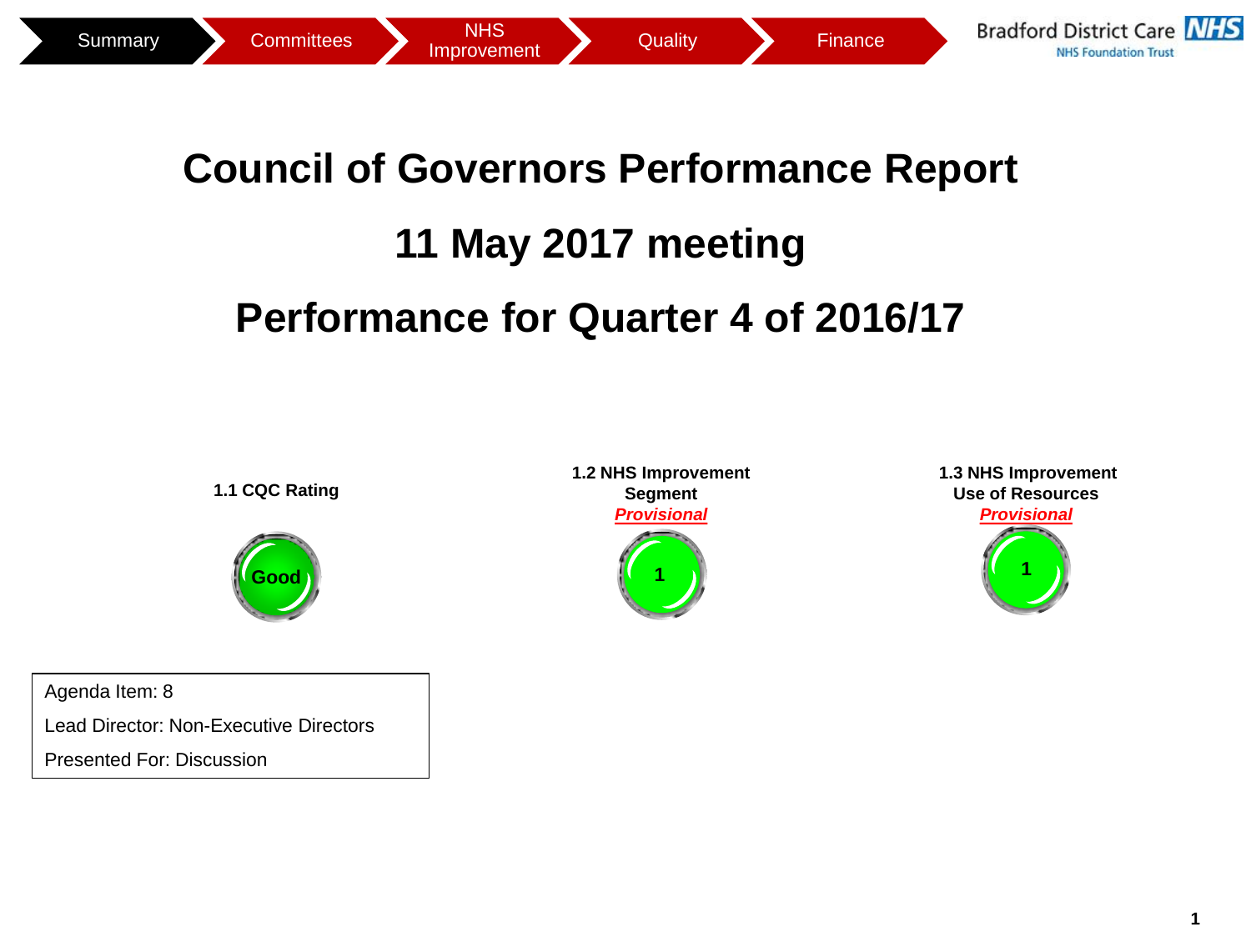Summary | Committees | NHS Improvement | Quality | Finance

Bradford District Care NHS Foundation Trust

# Council of Governors Performance Report

# 11 May 2017 meeting

# Performance for Quarter 4 of 2016/17

**1.1 CQC Rating**

**Good**

**1.2 NHS Improvement Segment**
***Provisional***

**1**

**1.3 NHS Improvement Use of Resources**
***Provisional***

**1**

Agenda Item: 8

Lead Director: Non-Executive Directors

Presented For: Discussion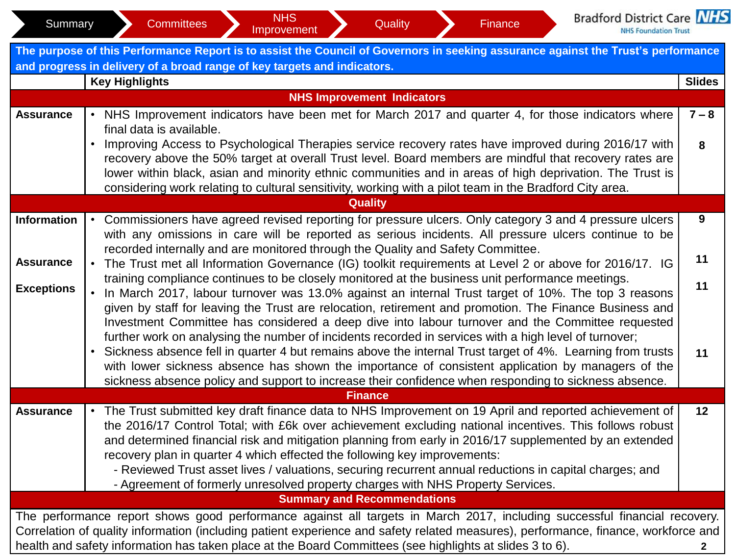Summary | Committees | NHS Improvement | Quality | Finance

Bradford District Care NHS Foundation Trust

**The purpose of this Performance Report is to assist the Council of Governors in seeking assurance against the Trust's performance and progress in delivery of a broad range of key targets and indicators.**

| | Key Highlights | Slides |
|---|---|---|
| | **NHS Improvement Indicators** | |
| **Assurance** | • NHS Improvement indicators have been met for March 2017 and quarter 4, for those indicators where final data is available. | **7 – 8** |
| | • Improving Access to Psychological Therapies service recovery rates have improved during 2016/17 with recovery above the 50% target at overall Trust level. Board members are mindful that recovery rates are lower within black, asian and minority ethnic communities and in areas of high deprivation. The Trust is considering work relating to cultural sensitivity, working with a pilot team in the Bradford City area. | **8** |
| | **Quality** | |
| **Information** | • Commissioners have agreed revised reporting for pressure ulcers. Only category 3 and 4 pressure ulcers with any omissions in care will be reported as serious incidents. All pressure ulcers continue to be recorded internally and are monitored through the Quality and Safety Committee. | **9** |
| **Assurance** | • The Trust met all Information Governance (IG) toolkit requirements at Level 2 or above for 2016/17. IG training compliance continues to be closely monitored at the business unit performance meetings. | **11** |
| **Exceptions** | • In March 2017, labour turnover was 13.0% against an internal Trust target of 10%. The top 3 reasons given by staff for leaving the Trust are relocation, retirement and promotion. The Finance Business and Investment Committee has considered a deep dive into labour turnover and the Committee requested further work on analysing the number of incidents recorded in services with a high level of turnover; | **11** |
| | • Sickness absence fell in quarter 4 but remains above the internal Trust target of 4%. Learning from trusts with lower sickness absence has shown the importance of consistent application by managers of the sickness absence policy and support to increase their confidence when responding to sickness absence. | **11** |
| | **Finance** | |
| **Assurance** | • The Trust submitted key draft finance data to NHS Improvement on 19 April and reported achievement of the 2016/17 Control Total; with £6k over achievement excluding national incentives. This follows robust and determined financial risk and mitigation planning from early in 2016/17 supplemented by an extended recovery plan in quarter 4 which effected the following key improvements:<br>- Reviewed Trust asset lives / valuations, securing recurrent annual reductions in capital charges; and<br>- Agreement of formerly unresolved property charges with NHS Property Services. | **12** |

**Summary and Recommendations**

The performance report shows good performance against all targets in March 2017, including successful financial recovery. Correlation of quality information (including patient experience and safety related measures), performance, finance, workforce and health and safety information has taken place at the Board Committees (see highlights at slides 3 to 6).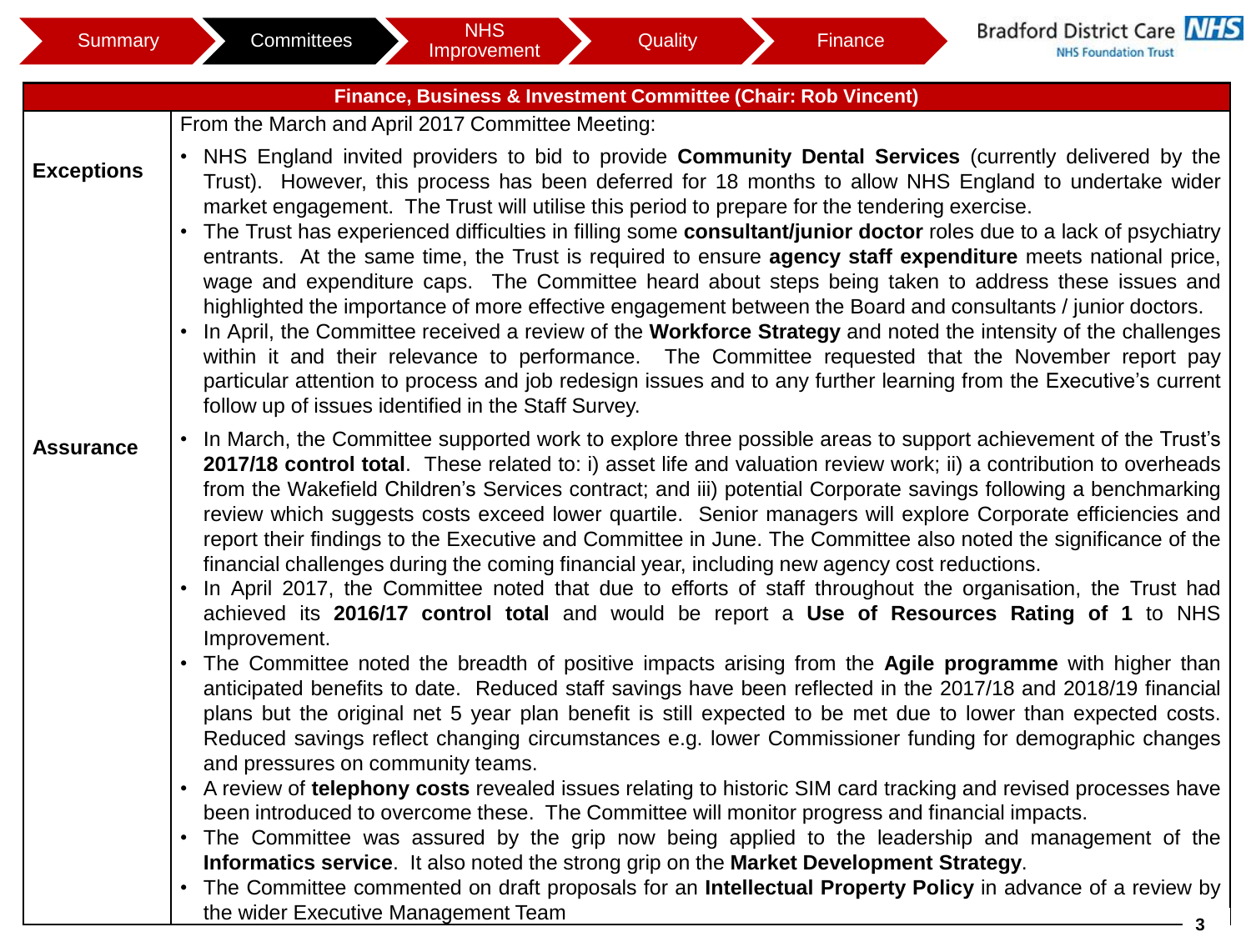## Finance, Business & Investment Committee (Chair: Rob Vincent)

| | |
|---|---|
| | From the March and April 2017 Committee Meeting: |
| **Exceptions** | • NHS England invited providers to bid to provide **Community Dental Services** (currently delivered by the Trust). However, this process has been deferred for 18 months to allow NHS England to undertake wider market engagement. The Trust will utilise this period to prepare for the tendering exercise.<br>• The Trust has experienced difficulties in filling some **consultant/junior doctor** roles due to a lack of psychiatry entrants. At the same time, the Trust is required to ensure **agency staff expenditure** meets national price, wage and expenditure caps. The Committee heard about steps being taken to address these issues and highlighted the importance of more effective engagement between the Board and consultants / junior doctors.<br>• In April, the Committee received a review of the **Workforce Strategy** and noted the intensity of the challenges within it and their relevance to performance. The Committee requested that the November report pay particular attention to process and job redesign issues and to any further learning from the Executive's current follow up of issues identified in the Staff Survey. |
| **Assurance** | • In March, the Committee supported work to explore three possible areas to support achievement of the Trust's **2017/18 control total**. These related to: i) asset life and valuation review work; ii) a contribution to overheads from the Wakefield Children's Services contract; and iii) potential Corporate savings following a benchmarking review which suggests costs exceed lower quartile. Senior managers will explore Corporate efficiencies and report their findings to the Executive and Committee in June. The Committee also noted the significance of the financial challenges during the coming financial year, including new agency cost reductions.<br>• In April 2017, the Committee noted that due to efforts of staff throughout the organisation, the Trust had achieved its **2016/17 control total** and would be report a **Use of Resources Rating of 1** to NHS Improvement.<br>• The Committee noted the breadth of positive impacts arising from the **Agile programme** with higher than anticipated benefits to date. Reduced staff savings have been reflected in the 2017/18 and 2018/19 financial plans but the original net 5 year plan benefit is still expected to be met due to lower than expected costs. Reduced savings reflect changing circumstances e.g. lower Commissioner funding for demographic changes and pressures on community teams.<br>• A review of **telephony costs** revealed issues relating to historic SIM card tracking and revised processes have been introduced to overcome these. The Committee will monitor progress and financial impacts.<br>• The Committee was assured by the grip now being applied to the leadership and management of the **Informatics service**. It also noted the strong grip on the **Market Development Strategy**.<br>• The Committee commented on draft proposals for an **Intellectual Property Policy** in advance of a review by the wider Executive Management Team |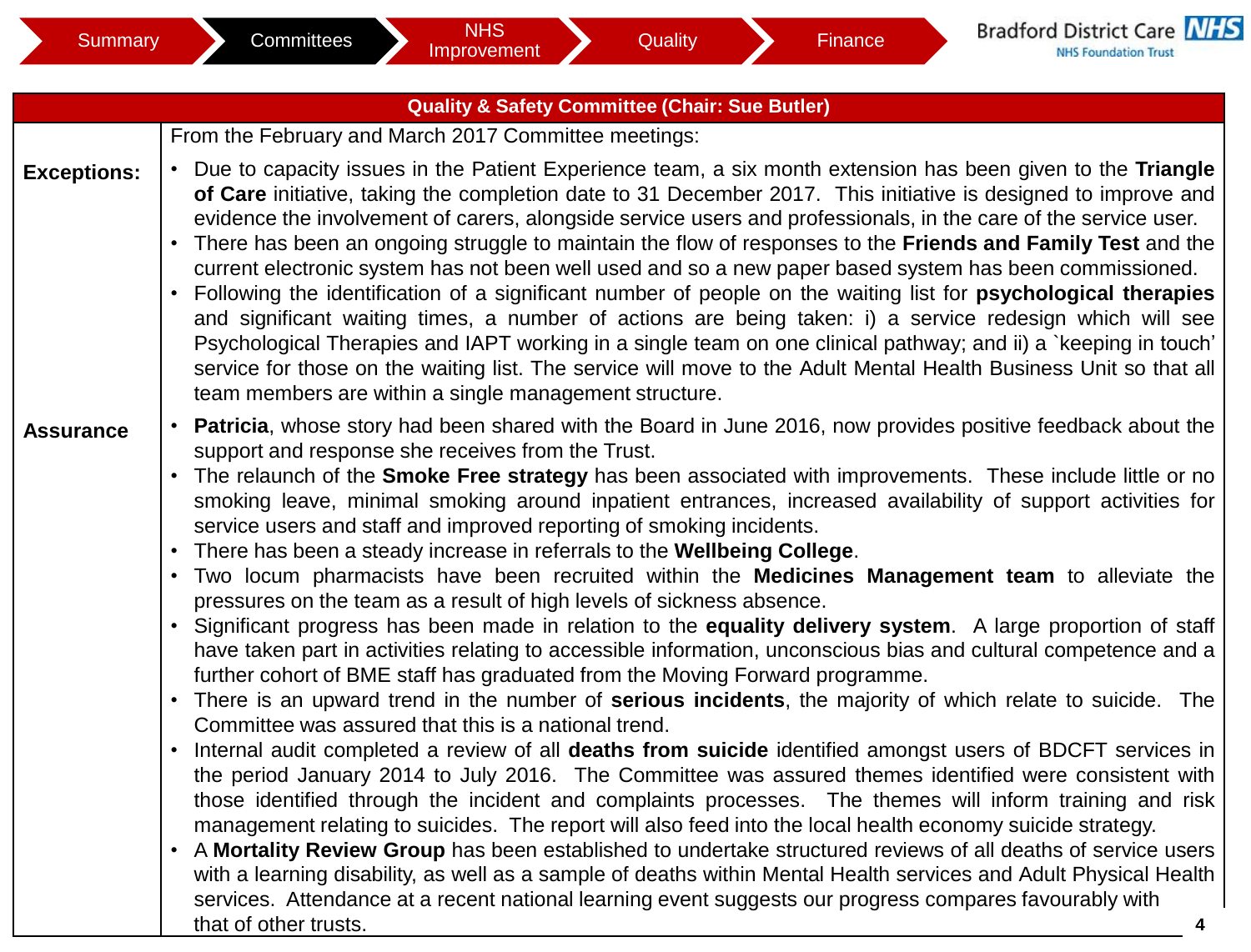Summary | Committees | NHS Improvement | Quality | Finance

## Quality & Safety Committee (Chair: Sue Butler)

| | |
|---|---|
| **Exceptions:** | From the February and March 2017 Committee meetings:<br>• Due to capacity issues in the Patient Experience team, a six month extension has been given to the **Triangle of Care** initiative, taking the completion date to 31 December 2017. This initiative is designed to improve and evidence the involvement of carers, alongside service users and professionals, in the care of the service user.<br>• There has been an ongoing struggle to maintain the flow of responses to the **Friends and Family Test** and the current electronic system has not been well used and so a new paper based system has been commissioned.<br>• Following the identification of a significant number of people on the waiting list for **psychological therapies** and significant waiting times, a number of actions are being taken: i) a service redesign which will see Psychological Therapies and IAPT working in a single team on one clinical pathway; and ii) a `keeping in touch' service for those on the waiting list. The service will move to the Adult Mental Health Business Unit so that all team members are within a single management structure. |
| **Assurance** | • **Patricia**, whose story had been shared with the Board in June 2016, now provides positive feedback about the support and response she receives from the Trust.<br>• The relaunch of the **Smoke Free strategy** has been associated with improvements. These include little or no smoking leave, minimal smoking around inpatient entrances, increased availability of support activities for service users and staff and improved reporting of smoking incidents.<br>• There has been a steady increase in referrals to the **Wellbeing College**.<br>• Two locum pharmacists have been recruited within the **Medicines Management team** to alleviate the pressures on the team as a result of high levels of sickness absence.<br>• Significant progress has been made in relation to the **equality delivery system**. A large proportion of staff have taken part in activities relating to accessible information, unconscious bias and cultural competence and a further cohort of BME staff has graduated from the Moving Forward programme.<br>• There is an upward trend in the number of **serious incidents**, the majority of which relate to suicide. The Committee was assured that this is a national trend.<br>• Internal audit completed a review of all **deaths from suicide** identified amongst users of BDCFT services in the period January 2014 to July 2016. The Committee was assured themes identified were consistent with those identified through the incident and complaints processes. The themes will inform training and risk management relating to suicides. The report will also feed into the local health economy suicide strategy.<br>• A **Mortality Review Group** has been established to undertake structured reviews of all deaths of service users with a learning disability, as well as a sample of deaths within Mental Health services and Adult Physical Health services. Attendance at a recent national learning event suggests our progress compares favourably with that of other trusts. |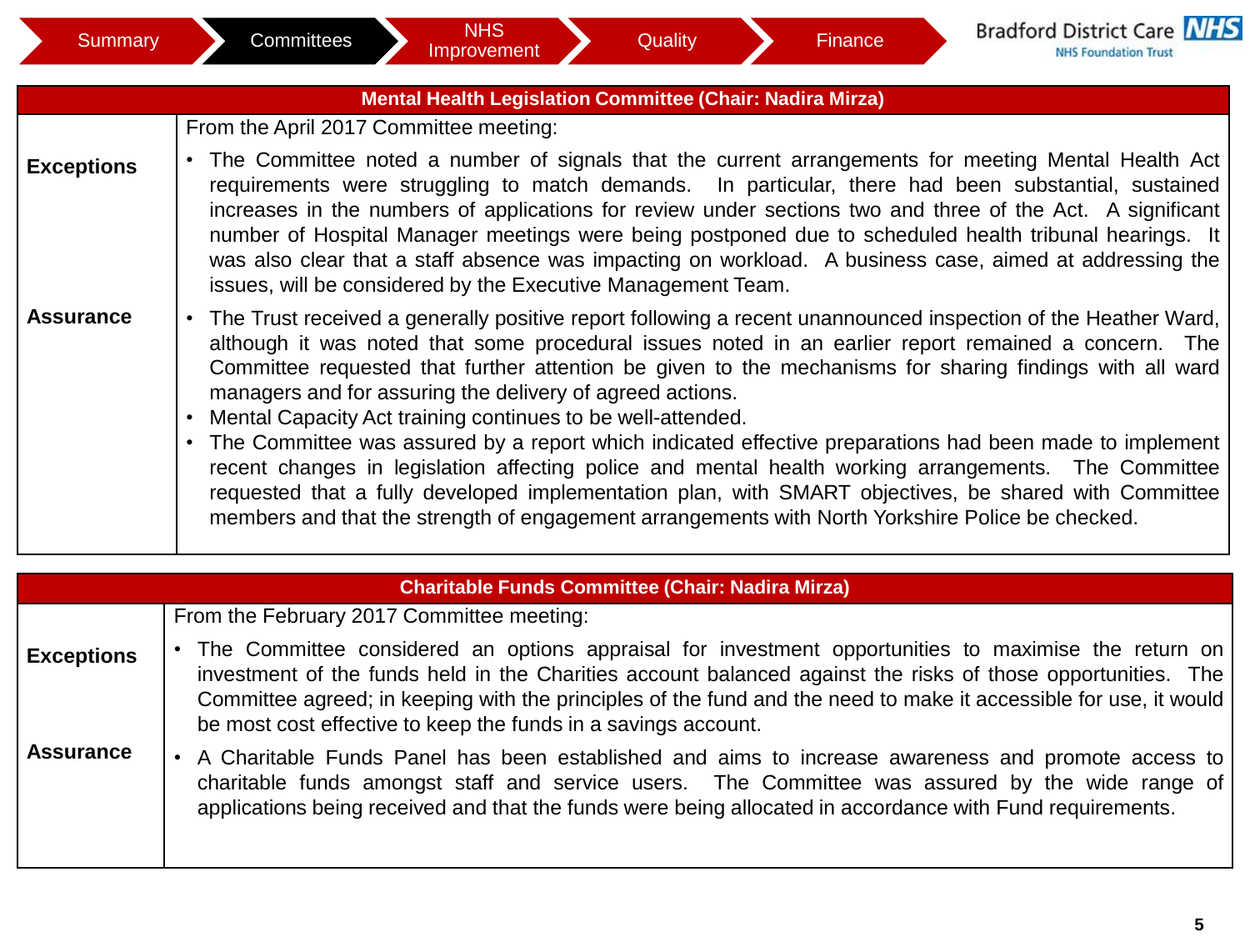## Mental Health Legislation Committee (Chair: Nadira Mirza)

From the April 2017 Committee meeting:

**Exceptions**

- The Committee noted a number of signals that the current arrangements for meeting Mental Health Act requirements were struggling to match demands. In particular, there had been substantial, sustained increases in the numbers of applications for review under sections two and three of the Act. A significant number of Hospital Manager meetings were being postponed due to scheduled health tribunal hearings. It was also clear that a staff absence was impacting on workload. A business case, aimed at addressing the issues, will be considered by the Executive Management Team.

**Assurance**

- The Trust received a generally positive report following a recent unannounced inspection of the Heather Ward, although it was noted that some procedural issues noted in an earlier report remained a concern. The Committee requested that further attention be given to the mechanisms for sharing findings with all ward managers and for assuring the delivery of agreed actions.
- Mental Capacity Act training continues to be well-attended.
- The Committee was assured by a report which indicated effective preparations had been made to implement recent changes in legislation affecting police and mental health working arrangements. The Committee requested that a fully developed implementation plan, with SMART objectives, be shared with Committee members and that the strength of engagement arrangements with North Yorkshire Police be checked.

## Charitable Funds Committee (Chair: Nadira Mirza)

From the February 2017 Committee meeting:

**Exceptions**

- The Committee considered an options appraisal for investment opportunities to maximise the return on investment of the funds held in the Charities account balanced against the risks of those opportunities. The Committee agreed; in keeping with the principles of the fund and the need to make it accessible for use, it would be most cost effective to keep the funds in a savings account.

**Assurance**

- A Charitable Funds Panel has been established and aims to increase awareness and promote access to charitable funds amongst staff and service users. The Committee was assured by the wide range of applications being received and that the funds were being allocated in accordance with Fund requirements.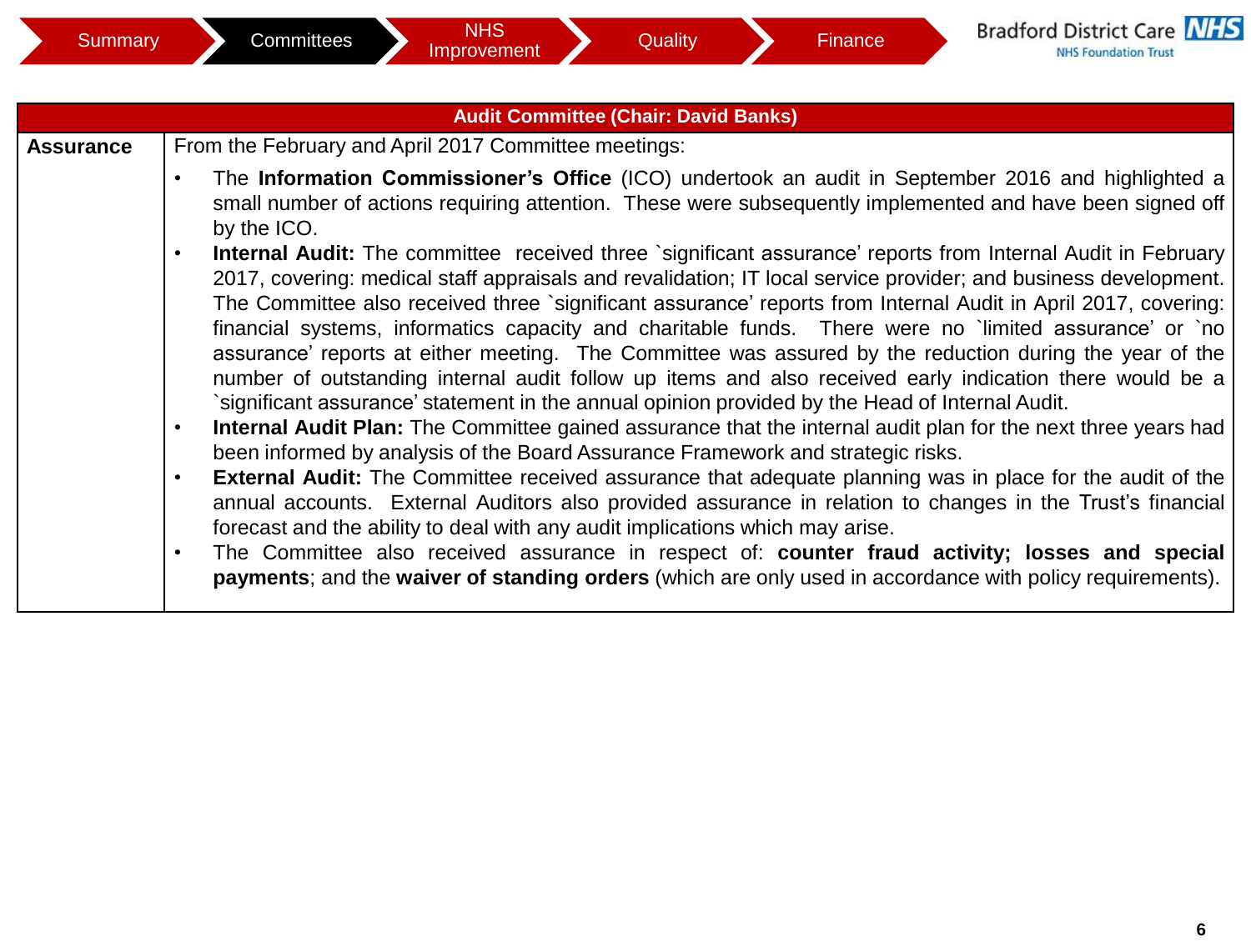Summary | Committees | NHS Improvement | Quality | Finance

Bradford District Care NHS Foundation Trust

| Audit Committee (Chair: David Banks) | |
|---|---|
| **Assurance** | From the February and April 2017 Committee meetings:<br>• The **Information Commissioner's Office** (ICO) undertook an audit in September 2016 and highlighted a small number of actions requiring attention. These were subsequently implemented and have been signed off by the ICO.<br>• **Internal Audit:** The committee received three `significant assurance' reports from Internal Audit in February 2017, covering: medical staff appraisals and revalidation; IT local service provider; and business development. The Committee also received three `significant assurance' reports from Internal Audit in April 2017, covering: financial systems, informatics capacity and charitable funds. There were no `limited assurance' or `no assurance' reports at either meeting. The Committee was assured by the reduction during the year of the number of outstanding internal audit follow up items and also received early indication there would be a `significant assurance' statement in the annual opinion provided by the Head of Internal Audit.<br>• **Internal Audit Plan:** The Committee gained assurance that the internal audit plan for the next three years had been informed by analysis of the Board Assurance Framework and strategic risks.<br>• **External Audit:** The Committee received assurance that adequate planning was in place for the audit of the annual accounts. External Auditors also provided assurance in relation to changes in the Trust's financial forecast and the ability to deal with any audit implications which may arise.<br>• The Committee also received assurance in respect of: **counter fraud activity; losses and special payments**; and the **waiver of standing orders** (which are only used in accordance with policy requirements). |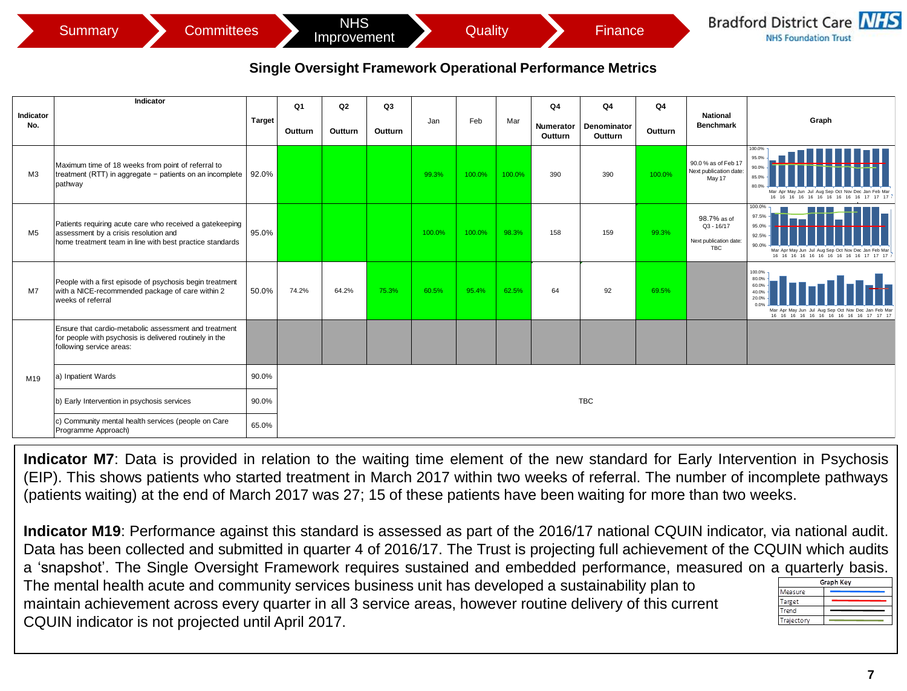Summary | Committees | NHS Improvement | Quality | Finance

Bradford District Care NHS Foundation Trust

## Single Oversight Framework Operational Performance Metrics

| Indicator No. | Indicator | Target | Q1 Outturn | Q2 Outturn | Q3 Outturn | Jan | Feb | Mar | Q4 Numerator Outturn | Q4 Denominator Outturn | Q4 Outturn | National Benchmark | Graph |
|---|---|---|---|---|---|---|---|---|---|---|---|---|---|
| M3 | Maximum time of 18 weeks from point of referral to treatment (RTT) in aggregate − patients on an incomplete pathway | 92.0% | | | | 99.3% | 100.0% | 100.0% | 390 | 390 | 100.0% | 90.0 % as of Feb 17 Next publication date: May 17 | |
| M5 | Patients requiring acute care who received a gatekeeping assessment by a crisis resolution and home treatment team in line with best practice standards | 95.0% | | | | 100.0% | 100.0% | 98.3% | 158 | 159 | 99.3% | 98.7% as of Q3 - 16/17 Next publication date: TBC | |
| M7 | People with a first episode of psychosis begin treatment with a NICE-recommended package of care within 2 weeks of referral | 50.0% | 74.2% | 64.2% | 75.3% | 60.5% | 95.4% | 62.5% | 64 | 92 | 69.5% | | |
| M19 | Ensure that cardio-metabolic assessment and treatment for people with psychosis is delivered routinely in the following service areas: | | | | | | | | | | | | |
| | a) Inpatient Wards | 90.0% | TBC | | | | | | | | | | |
| | b) Early Intervention in psychosis services | 90.0% | TBC | | | | | | | | | | |
| | c) Community mental health services (people on Care Programme Approach) | 65.0% | TBC | | | | | | | | | | |

**Indicator M7**: Data is provided in relation to the waiting time element of the new standard for Early Intervention in Psychosis (EIP). This shows patients who started treatment in March 2017 within two weeks of referral. The number of incomplete pathways (patients waiting) at the end of March 2017 was 27; 15 of these patients have been waiting for more than two weeks.

**Indicator M19**: Performance against this standard is assessed as part of the 2016/17 national CQUIN indicator, via national audit. Data has been collected and submitted in quarter 4 of 2016/17. The Trust is projecting full achievement of the CQUIN which audits a 'snapshot'. The Single Oversight Framework requires sustained and embedded performance, measured on a quarterly basis. The mental health acute and community services business unit has developed a sustainability plan to maintain achievement across every quarter in all 3 service areas, however routine delivery of this current CQUIN indicator is not projected until April 2017.

| Graph Key | |
|---|---|
| Measure | blue line |
| Target | red line |
| Trend | black line |
| Trajectory | green line |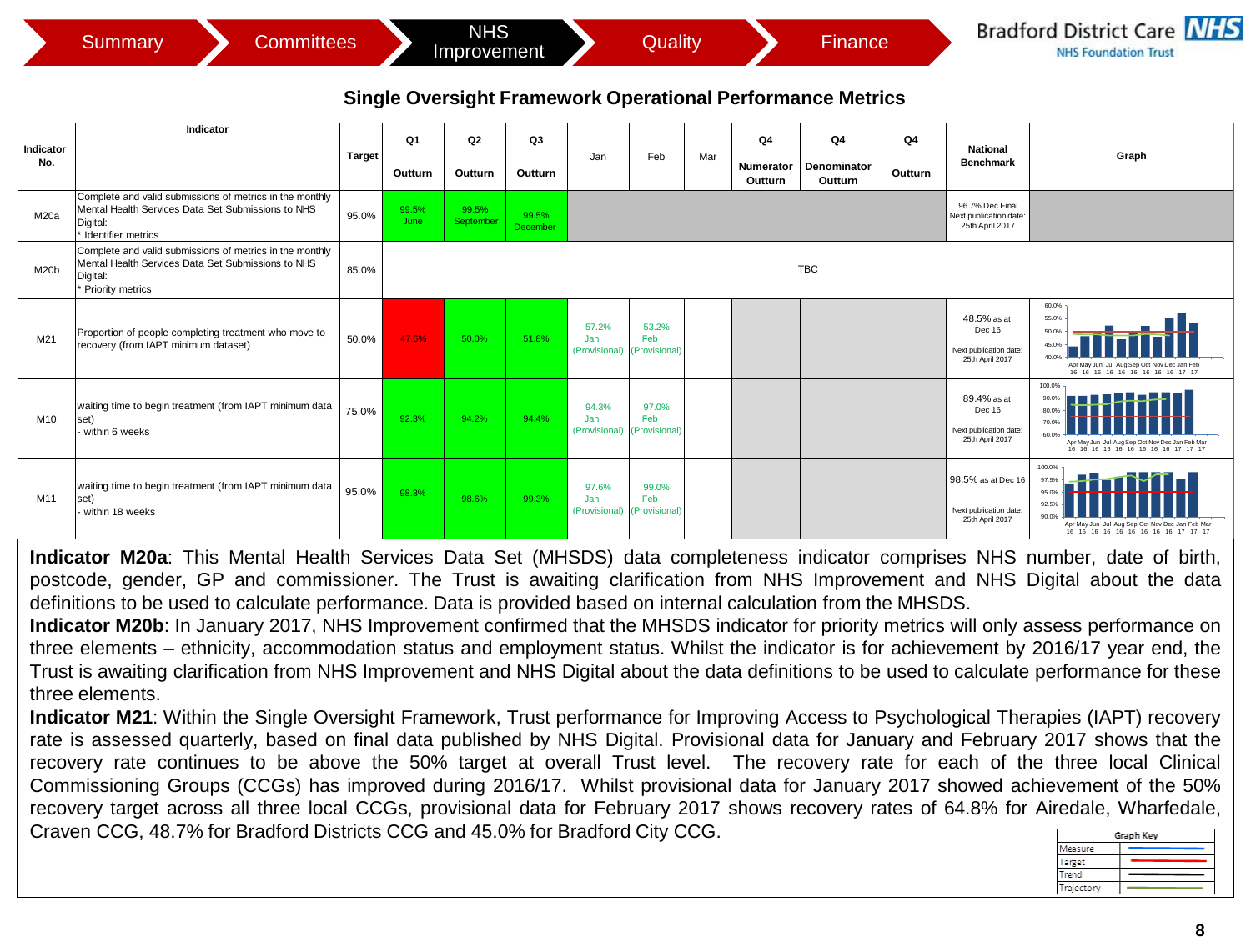## Single Oversight Framework Operational Performance Metrics

| Indicator No. | Indicator | Target | Q1 Outturn | Q2 Outturn | Q3 Outturn | Jan | Feb | Mar | Q4 Numerator Outturn | Q4 Denominator Outturn | Q4 Outturn | National Benchmark | Graph |
|---|---|---|---|---|---|---|---|---|---|---|---|---|---|
| M20a | Complete and valid submissions of metrics in the monthly Mental Health Services Data Set Submissions to NHS Digital: * Identifier metrics | 95.0% | 99.5% June | 99.5% September | 99.5% December | | | | | | | 96.7% Dec Final Next publication date: 25th April 2017 | |
| M20b | Complete and valid submissions of metrics in the monthly Mental Health Services Data Set Submissions to NHS Digital: * Priority metrics | 85.0% | TBC | | | | | | | | | | |
| M21 | Proportion of people completing treatment who move to recovery (from IAPT minimum dataset) | 50.0% | 47.6% | 50.0% | 51.8% | 57.2% Jan (Provisional) | 53.2% Feb (Provisional) | | | | | 48.5% as at Dec 16 Next publication date: 25th April 2017 | |
| M10 | waiting time to begin treatment (from IAPT minimum data set) - within 6 weeks | 75.0% | 92.3% | 94.2% | 94.4% | 94.3% Jan (Provisional) | 97.0% Feb (Provisional) | | | | | 89.4% as at Dec 16 Next publication date: 25th April 2017 | |
| M11 | waiting time to begin treatment (from IAPT minimum data set) - within 18 weeks | 95.0% | 98.3% | 98.6% | 99.3% | 97.6% Jan (Provisional) | 99.0% Feb (Provisional) | | | | | 98.5% as at Dec 16 Next publication date: 25th April 2017 | |

**Indicator M20a**: This Mental Health Services Data Set (MHSDS) data completeness indicator comprises NHS number, date of birth, postcode, gender, GP and commissioner. The Trust is awaiting clarification from NHS Improvement and NHS Digital about the data definitions to be used to calculate performance. Data is provided based on internal calculation from the MHSDS.

**Indicator M20b**: In January 2017, NHS Improvement confirmed that the MHSDS indicator for priority metrics will only assess performance on three elements – ethnicity, accommodation status and employment status. Whilst the indicator is for achievement by 2016/17 year end, the Trust is awaiting clarification from NHS Improvement and NHS Digital about the data definitions to be used to calculate performance for these three elements.

**Indicator M21**: Within the Single Oversight Framework, Trust performance for Improving Access to Psychological Therapies (IAPT) recovery rate is assessed quarterly, based on final data published by NHS Digital. Provisional data for January and February 2017 shows that the recovery rate continues to be above the 50% target at overall Trust level. The recovery rate for each of the three local Clinical Commissioning Groups (CCGs) has improved during 2016/17. Whilst provisional data for January 2017 showed achievement of the 50% recovery target across all three local CCGs, provisional data for February 2017 shows recovery rates of 64.8% for Airedale, Wharfedale, Craven CCG, 48.7% for Bradford Districts CCG and 45.0% for Bradford City CCG.

| Graph Key | |
|---|---|
| Measure | |
| Target | |
| Trend | |
| Trajectory | |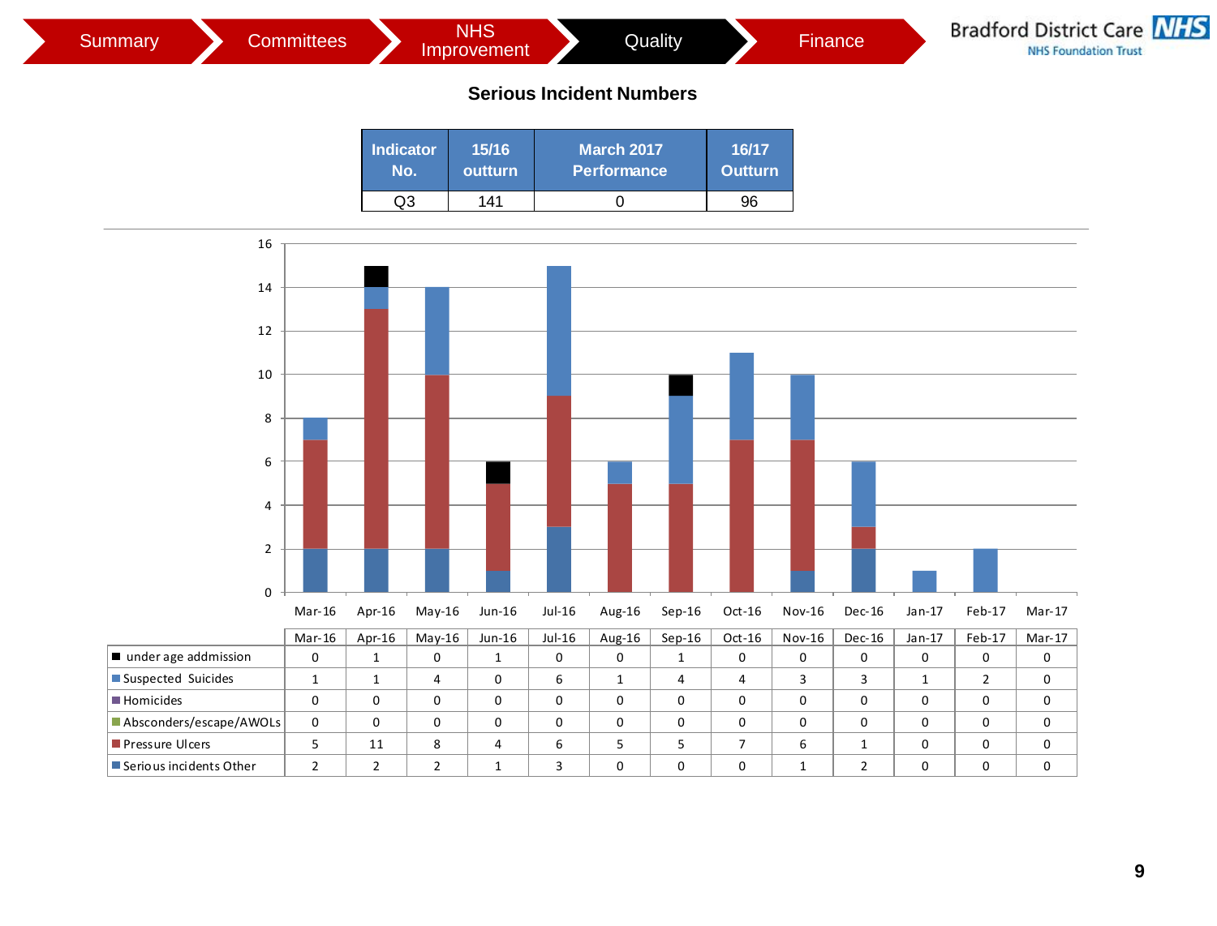Summary | Committees | NHS Improvement | Quality | Finance

Bradford District Care NHS Foundation Trust

## Serious Incident Numbers

| Indicator No. | 15/16 outturn | March 2017 Performance | 16/17 Outturn |
|---|---|---|---|
| Q3 | 141 | 0 | 96 |

| | Mar-16 | Apr-16 | May-16 | Jun-16 | Jul-16 | Aug-16 | Sep-16 | Oct-16 | Nov-16 | Dec-16 | Jan-17 | Feb-17 | Mar-17 |
|---|---|---|---|---|---|---|---|---|---|---|---|---|---|
| under age addmission | 0 | 1 | 0 | 1 | 0 | 0 | 1 | 0 | 0 | 0 | 0 | 0 | 0 |
| Suspected Suicides | 1 | 1 | 4 | 0 | 6 | 1 | 4 | 4 | 3 | 3 | 1 | 2 | 0 |
| Homicides | 0 | 0 | 0 | 0 | 0 | 0 | 0 | 0 | 0 | 0 | 0 | 0 | 0 |
| Absconders/escape/AWOLs | 0 | 0 | 0 | 0 | 0 | 0 | 0 | 0 | 0 | 0 | 0 | 0 | 0 |
| Pressure Ulcers | 5 | 11 | 8 | 4 | 6 | 5 | 5 | 7 | 6 | 1 | 0 | 0 | 0 |
| Serious incidents Other | 2 | 2 | 2 | 1 | 3 | 0 | 0 | 0 | 1 | 2 | 0 | 0 | 0 |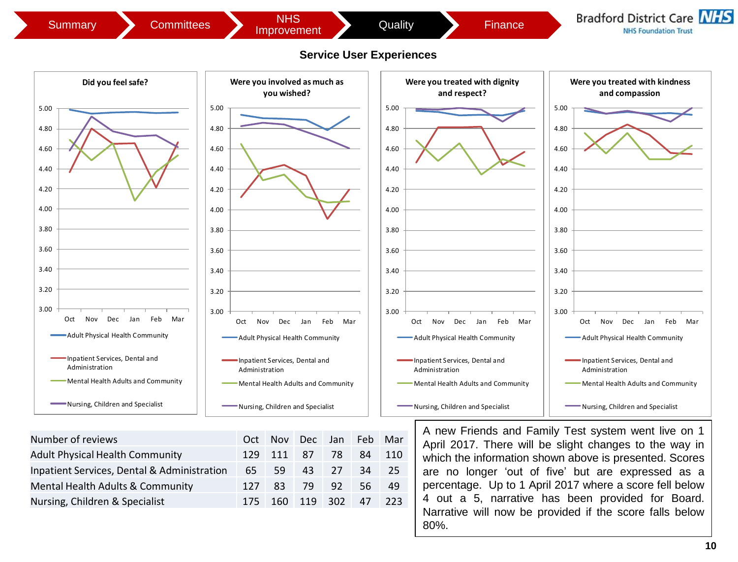Summary | Committees | NHS Improvement | Quality | Finance

## Service User Experiences

**Did you feel safe?**

**Were you involved as much as you wished?**

**Were you treated with dignity and respect?**

**Were you treated with kindness and compassion**

Legend: Adult Physical Health Community; Inpatient Services, Dental and Administration; Mental Health Adults and Community; Nursing, Children and Specialist

| Number of reviews | Oct | Nov | Dec | Jan | Feb | Mar |
|---|---|---|---|---|---|---|
| Adult Physical Health Community | 129 | 111 | 87 | 78 | 84 | 110 |
| Inpatient Services, Dental & Administration | 65 | 59 | 43 | 27 | 34 | 25 |
| Mental Health Adults & Community | 127 | 83 | 79 | 92 | 56 | 49 |
| Nursing, Children & Specialist | 175 | 160 | 119 | 302 | 47 | 223 |

A new Friends and Family Test system went live on 1 April 2017. There will be slight changes to the way in which the information shown above is presented. Scores are no longer 'out of five' but are expressed as a percentage. Up to 1 April 2017 where a score fell below 4 out a 5, narrative has been provided for Board. Narrative will now be provided if the score falls below 80%.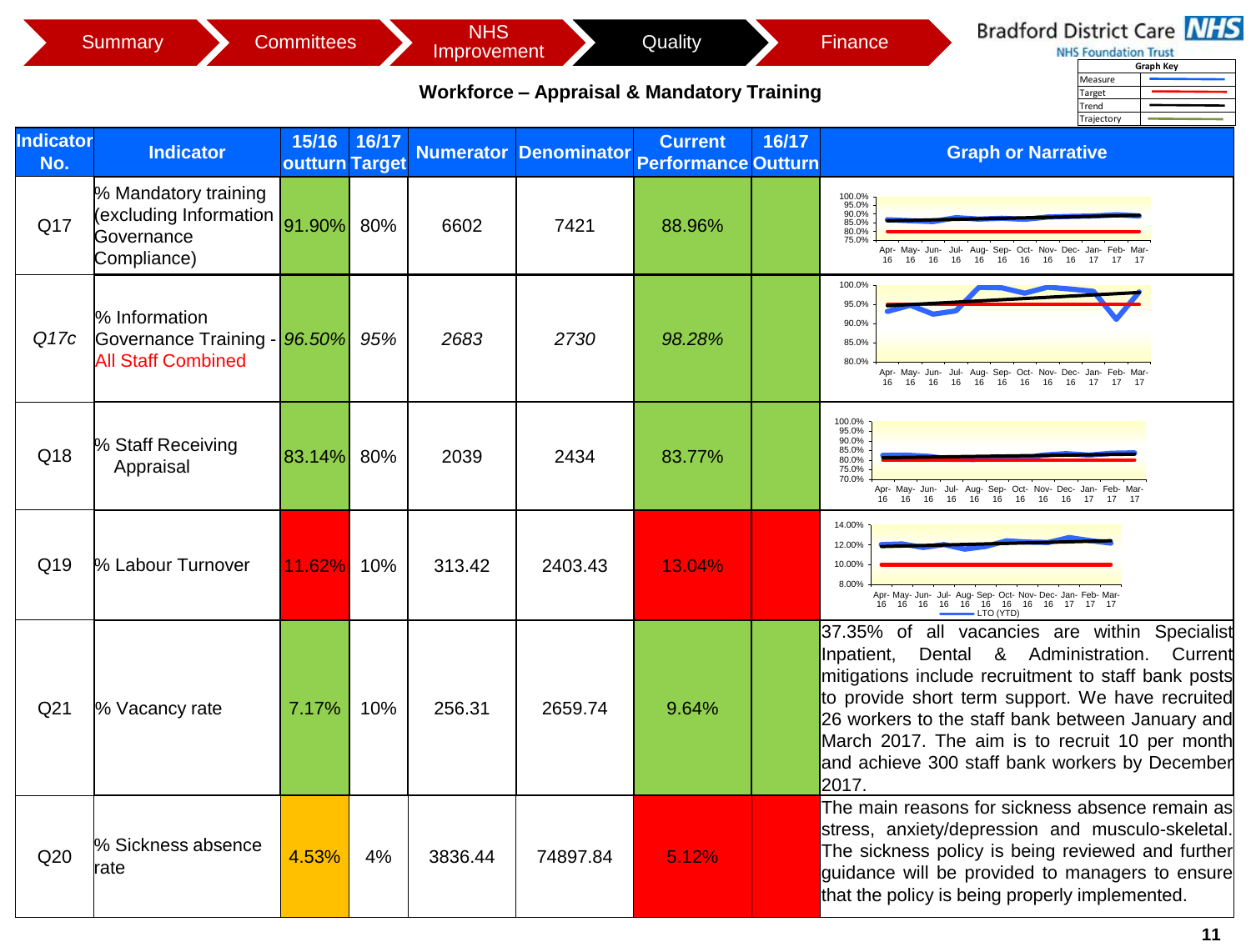Summary | Committees | NHS Improvement | Quality | Finance

Bradford District Care NHS Foundation Trust

| Graph Key | |
|---|---|
| Measure | |
| Target | |
| Trend | |
| Trajectory | |

## Workforce – Appraisal & Mandatory Training

| Indicator No. | Indicator | 15/16 outturn | 16/17 Target | Numerator | Denominator | Current Performance | 16/17 Outturn | Graph or Narrative |
|---|---|---|---|---|---|---|---|---|
| Q17 | % Mandatory training (excluding Information Governance Compliance) | 91.90% | 80% | 6602 | 7421 | 88.96% | | |
| *Q17c* | % Information Governance Training - All Staff Combined | *96.50%* | *95%* | *2683* | *2730* | *98.28%* | | |
| Q18 | % Staff Receiving Appraisal | 83.14% | 80% | 2039 | 2434 | 83.77% | | |
| Q19 | % Labour Turnover | 11.62% | 10% | 313.42 | 2403.43 | 13.04% | | LTO (YTD) |
| Q21 | % Vacancy rate | 7.17% | 10% | 256.31 | 2659.74 | 9.64% | | 37.35% of all vacancies are within Specialist Inpatient, Dental & Administration. Current mitigations include recruitment to staff bank posts to provide short term support. We have recruited 26 workers to the staff bank between January and March 2017. The aim is to recruit 10 per month and achieve 300 staff bank workers by December 2017. |
| Q20 | % Sickness absence rate | 4.53% | 4% | 3836.44 | 74897.84 | 5.12% | | The main reasons for sickness absence remain as stress, anxiety/depression and musculo-skeletal. The sickness policy is being reviewed and further guidance will be provided to managers to ensure that the policy is being properly implemented. |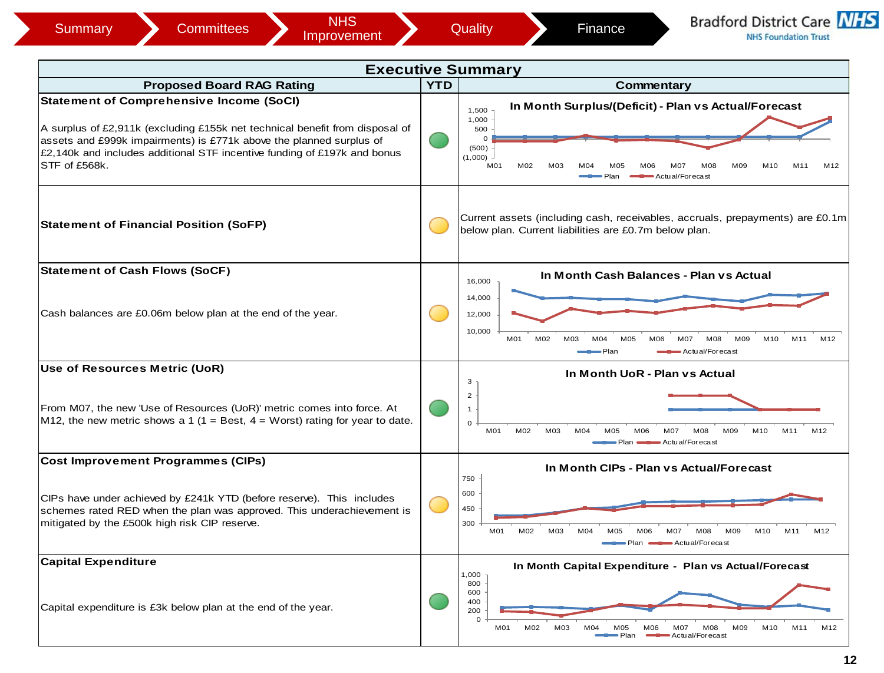Summary | Committees | NHS Improvement | Quality | Finance

Bradford District Care NHS Foundation Trust

## Executive Summary

| Proposed Board RAG Rating | YTD | Commentary |
|---|---|---|
| **Statement of Comprehensive Income (SoCI)**<br><br>A surplus of £2,911k (excluding £155k net technical benefit from disposal of assets and £999k impairments) is £771k above the planned surplus of £2,140k and includes additional STF incentive funding of £197k and bonus STF of £568k. | Green | In Month Surplus/(Deficit) - Plan vs Actual/Forecast<br>1,500 1,000 500 0 (500) (1,000)<br>M01 M02 M03 M04 M05 M06 M07 M08 M09 M10 M11 M12<br>Plan Actual/Forecast |
| **Statement of Financial Position (SoFP)** | Amber | Current assets (including cash, receivables, accruals, prepayments) are £0.1m below plan. Current liabilities are £0.7m below plan. |
| **Statement of Cash Flows (SoCF)**<br><br>Cash balances are £0.06m below plan at the end of the year. | Amber | In Month Cash Balances - Plan vs Actual<br>16,000 14,000 12,000 10,000<br>M01 M02 M03 M04 M05 M06 M07 M08 M09 M10 M11 M12<br>Plan Actual/Forecast |
| **Use of Resources Metric (UoR)**<br><br>From M07, the new 'Use of Resources (UoR)' metric comes into force. At M12, the new metric shows a 1 (1 = Best, 4 = Worst) rating for year to date. | Green | In Month UoR - Plan vs Actual<br>3 2 1 0<br>M01 M02 M03 M04 M05 M06 M07 M08 M09 M10 M11 M12<br>Plan Actual/Forecast |
| **Cost Improvement Programmes (CIPs)**<br><br>CIPs have under achieved by £241k YTD (before reserve). This includes schemes rated RED when the plan was approved. This underachievement is mitigated by the £500k high risk CIP reserve. | Amber | In Month CIPs - Plan vs Actual/Forecast<br>750 600 450 300<br>M01 M02 M03 M04 M05 M06 M07 M08 M09 M10 M11 M12<br>Plan Actual/Forecast |
| **Capital Expenditure**<br><br>Capital expenditure is £3k below plan at the end of the year. | Green | In Month Capital Expenditure - Plan vs Actual/Forecast<br>1,000 800 600 400 200 0<br>M01 M02 M03 M04 M05 M06 M07 M08 M09 M10 M11 M12<br>Plan Actual/Forecast |